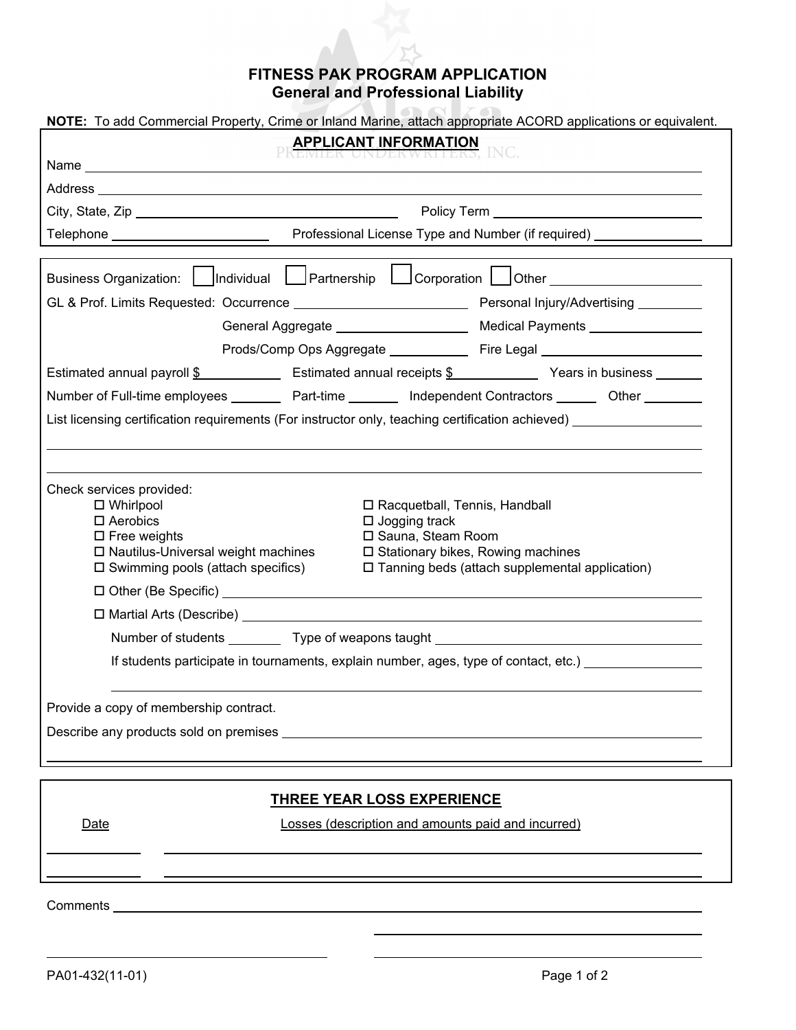# FITNESS PAK PROGRAM APPLICATION
## General and Professional Liability

**NOTE:** To add Commercial Property, Crime or Inland Marine, attach appropriate ACORD applications or equivalent.

### APPLICANT INFORMATION

Name ______________________________

Address ______________________________

City, State, Zip ______________________________ Policy Term ______________________________

Telephone ______________________ Professional License Type and Number (if required) ______________

---

Business Organization: ☐ Individual ☐ Partnership ☐ Corporation ☐ Other ______________

GL & Prof. Limits Requested: Occurrence ______________ Personal Injury/Advertising ______________

General Aggregate ______________ Medical Payments ______________

Prods/Comp Ops Aggregate ______________ Fire Legal ______________

Estimated annual payroll $__________ Estimated annual receipts $__________ Years in business ______

Number of Full-time employees ______ Part-time ______ Independent Contractors ______ Other ______

List licensing certification requirements (For instructor only, teaching certification achieved) ______________

______________________________

______________________________

Check services provided:

- ☐ Whirlpool
- ☐ Aerobics
- ☐ Free weights
- ☐ Nautilus-Universal weight machines
- ☐ Swimming pools (attach specifics)
- ☐ Racquetball, Tennis, Handball
- ☐ Jogging track
- ☐ Sauna, Steam Room
- ☐ Stationary bikes, Rowing machines
- ☐ Tanning beds (attach supplemental application)
- ☐ Other (Be Specific) ______________________________
- ☐ Martial Arts (Describe) ______________________________

  Number of students ______ Type of weapons taught ______________________________

  If students participate in tournaments, explain number, ages, type of contact, etc.) ______________

  ______________________________

Provide a copy of membership contract.

Describe any products sold on premises ______________________________

______________________________

---

### THREE YEAR LOSS EXPERIENCE

| Date | Losses (description and amounts paid and incurred) |
|---|---|
| | |
| | |

Comments ______________________________

______________________________

______________________________ ______________________________

PA01-432(11-01)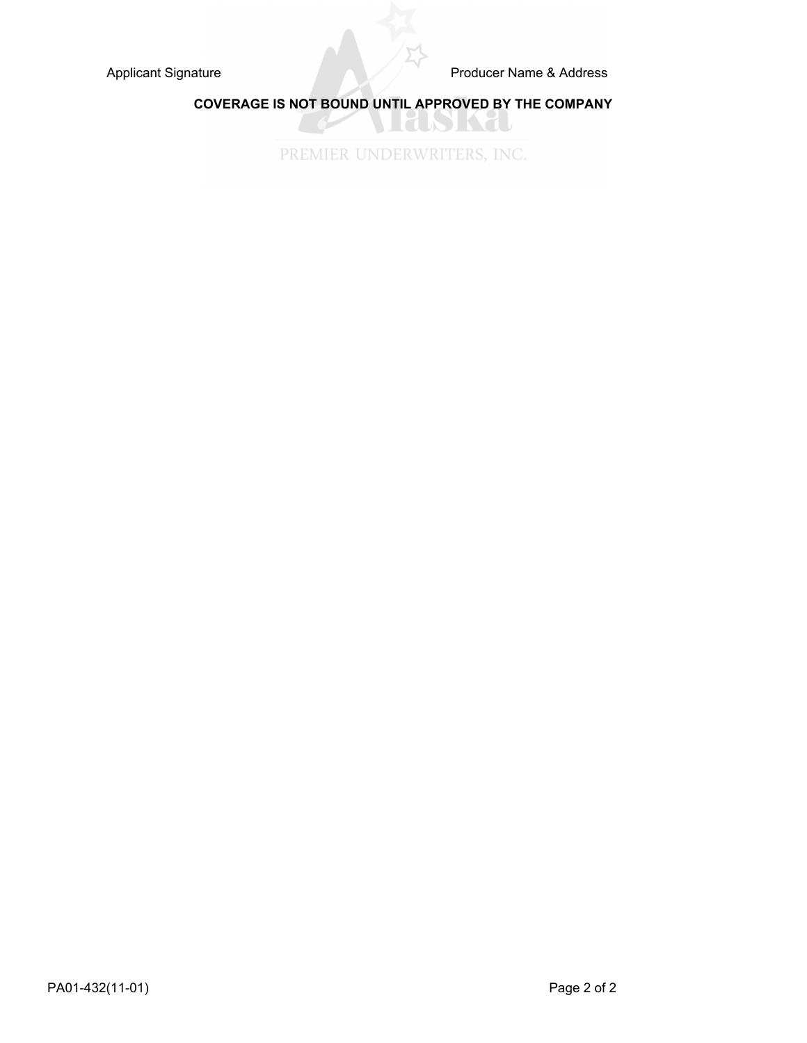Applicant Signature

Producer Name & Address

**COVERAGE IS NOT BOUND UNTIL APPROVED BY THE COMPANY**

PA01-432(11-01)